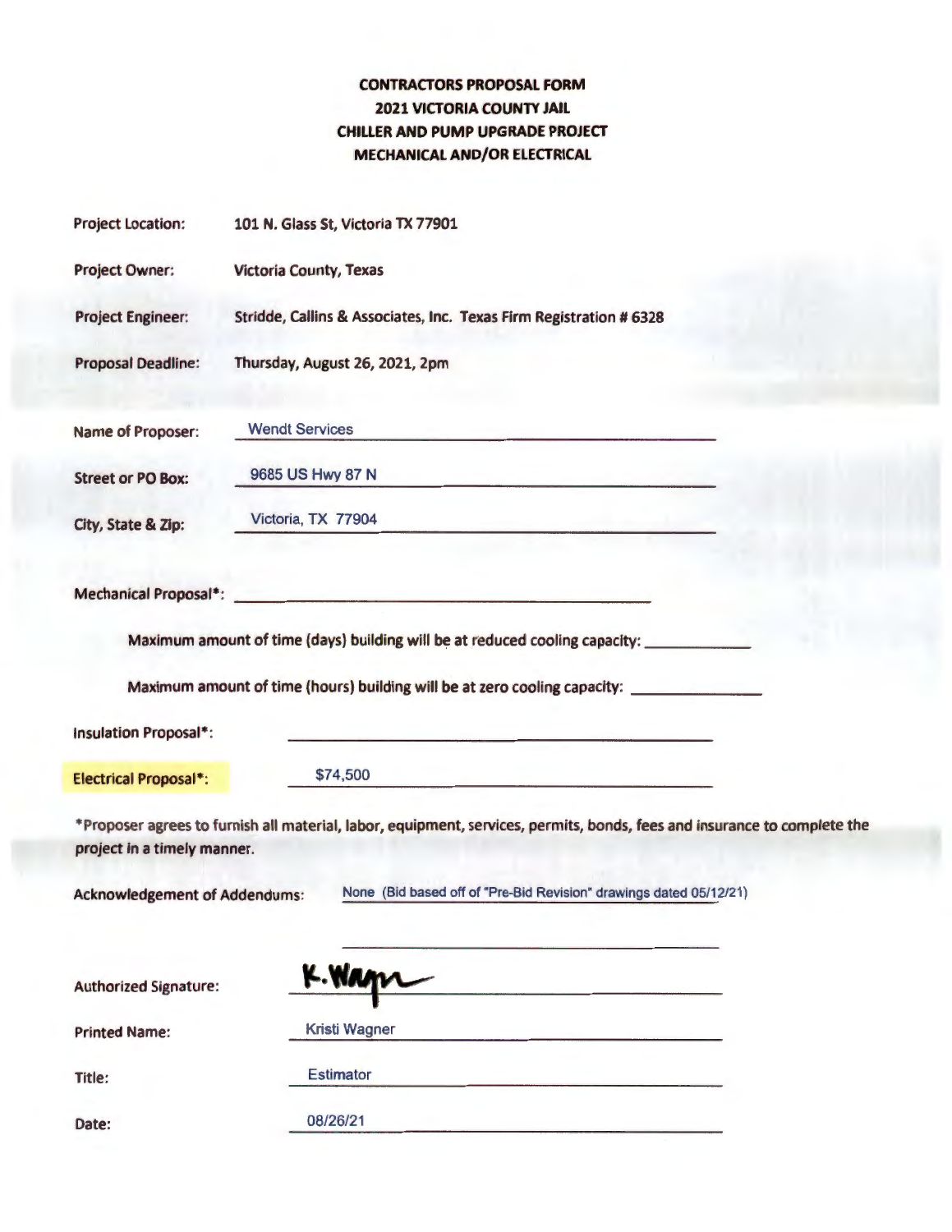# CONTRACTORS PROPOSAL FORM
## 2021 VICTORIA COUNTY JAIL
## CHILLER AND PUMP UPGRADE PROJECT
## MECHANICAL AND/OR ELECTRICAL

**Project Location:** 101 N. Glass St, Victoria TX 77901

**Project Owner:** Victoria County, Texas

**Project Engineer:** Stridde, Callins & Associates, Inc. Texas Firm Registration # 6328

**Proposal Deadline:** Thursday, August 26, 2021, 2pm

**Name of Proposer:** Wendt Services

**Street or PO Box:** 9685 US Hwy 87 N

**City, State & Zip:** Victoria, TX 77904

**Mechanical Proposal*:** ______________________

Maximum amount of time (days) building will be at reduced cooling capacity: ____________

Maximum amount of time (hours) building will be at zero cooling capacity: ____________

**Insulation Proposal*:** ______________________

**Electrical Proposal*:** $74,500

*Proposer agrees to furnish all material, labor, equipment, services, permits, bonds, fees and insurance to complete the project in a timely manner.

**Acknowledgement of Addendums:** None (Bid based off of "Pre-Bid Revision" drawings dated 05/12/21)

**Authorized Signature:** K. Wagner

**Printed Name:** Kristi Wagner

**Title:** Estimator

**Date:** 08/26/21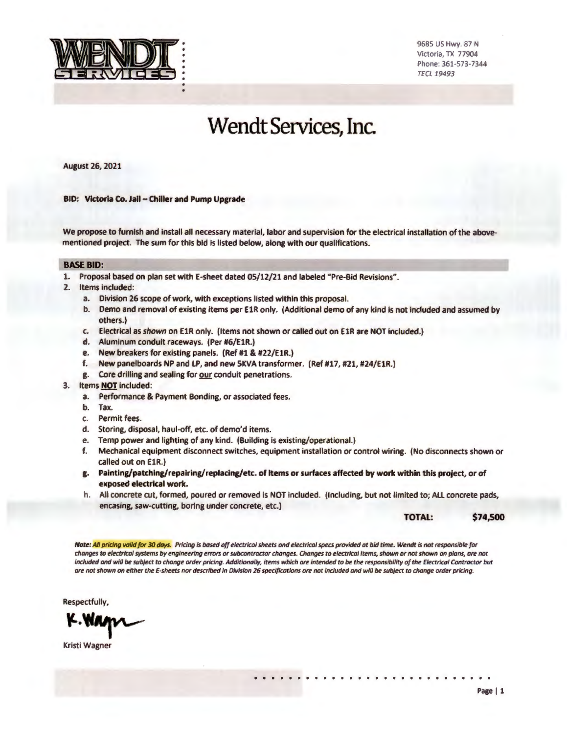WENDT SERVICES

9685 US Hwy. 87 N
Victoria, TX 77904
Phone: 361-573-7344
*TECL 19493*

# Wendt Services, Inc.

**August 26, 2021**

**BID: Victoria Co. Jail – Chiller and Pump Upgrade**

**We propose to furnish and install all necessary material, labor and supervision for the electrical installation of the above-mentioned project. The sum for this bid is listed below, along with our qualifications.**

## BASE BID:

1. **Proposal based on plan set with E-sheet dated 05/12/21 and labeled "Pre-Bid Revisions".**
2. **Items included:**
   a. **Division 26 scope of work, with exceptions listed within this proposal.**
   b. **Demo and removal of existing items per E1R only. (Additional demo of any kind is not included and assumed by others.)**
   c. **Electrical as *shown* on E1R only. (Items not shown or called out on E1R are NOT included.)**
   d. **Aluminum conduit raceways. (Per #6/E1R.)**
   e. **New breakers for existing panels. (Ref #1 & #22/E1R.)**
   f. **New panelboards NP and LP, and new 5KVA transformer. (Ref #17, #21, #24/E1R.)**
   g. **Core drilling and sealing for our conduit penetrations.**
3. **Items NOT included:**
   a. **Performance & Payment Bonding, or associated fees.**
   b. **Tax.**
   c. **Permit fees.**
   d. **Storing, disposal, haul-off, etc. of demo'd items.**
   e. **Temp power and lighting of any kind. (Building is existing/operational.)**
   f. **Mechanical equipment disconnect switches, equipment installation or control wiring. (No disconnects shown or called out on E1R.)**
   g. **Painting/patching/repairing/replacing/etc. of items or surfaces affected by work within this project, or of exposed electrical work.**
   h. All concrete cut, formed, poured or removed is NOT included. (Including, but not limited to; ALL concrete pads, encasing, saw-cutting, boring under concrete, etc.)

**TOTAL: $74,500**

***Note: All pricing valid for 30 days.** Pricing is based off electrical sheets and electrical specs provided at bid time. Wendt is not responsible for changes to electrical systems by engineering errors or subcontractor changes. Changes to electrical items, shown or not shown on plans, are not included and will be subject to change order pricing. Additionally, items which are intended to be the responsibility of the Electrical Contractor but are not shown on either the E-sheets nor described in Division 26 specifications are not included and will be subject to change order pricing.*

Respectfully,

K. Wagner

Kristi Wagner